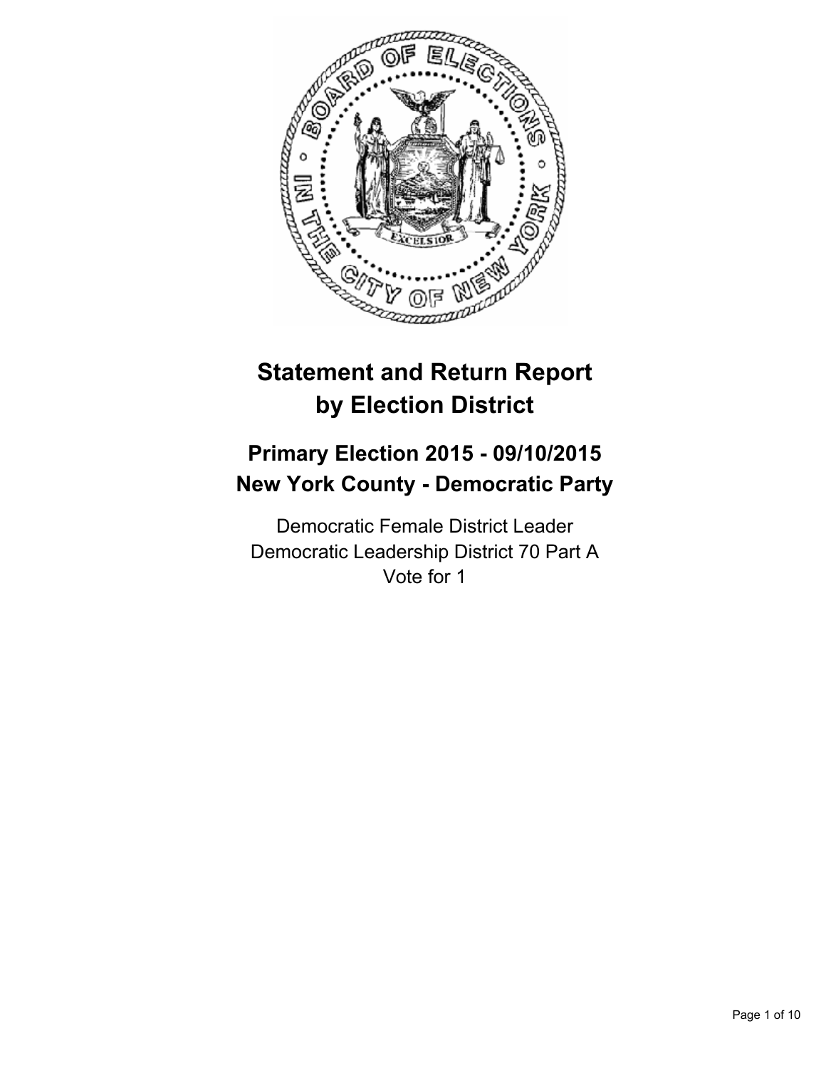# Statement and Return Report by Election District

## Primary Election 2015 - 09/10/2015
## New York County - Democratic Party

Democratic Female District Leader
Democratic Leadership District 70 Part A
Vote for 1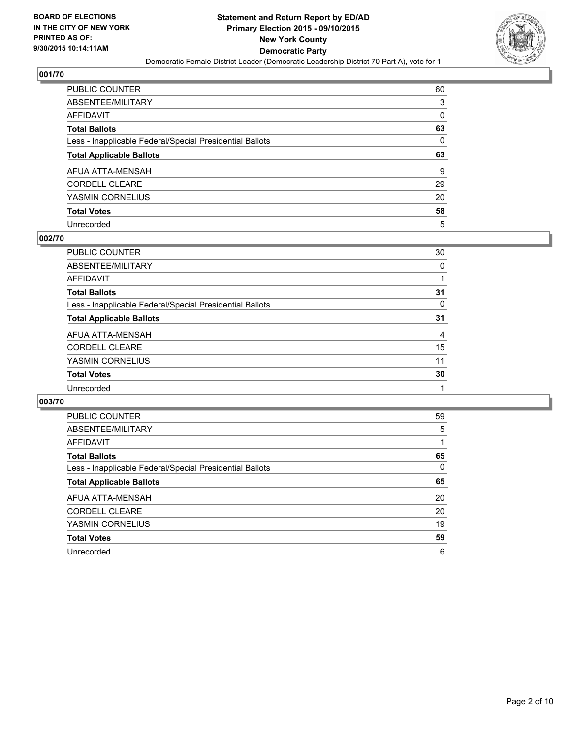BOARD OF ELECTIONS
IN THE CITY OF NEW YORK
PRINTED AS OF:
9/30/2015 10:14:11AM

**Statement and Return Report by ED/AD**
**Primary Election 2015 - 09/10/2015**
**New York County**
**Democratic Party**
Democratic Female District Leader (Democratic Leadership District 70 Part A), vote for 1

### 001/70

| | |
|---|---|
| PUBLIC COUNTER | 60 |
| ABSENTEE/MILITARY | 3 |
| AFFIDAVIT | 0 |
| **Total Ballots** | **63** |
| Less - Inapplicable Federal/Special Presidential Ballots | 0 |
| **Total Applicable Ballots** | **63** |
| AFUA ATTA-MENSAH | 9 |
| CORDELL CLEARE | 29 |
| YASMIN CORNELIUS | 20 |
| **Total Votes** | **58** |
| Unrecorded | 5 |

### 002/70

| | |
|---|---|
| PUBLIC COUNTER | 30 |
| ABSENTEE/MILITARY | 0 |
| AFFIDAVIT | 1 |
| **Total Ballots** | **31** |
| Less - Inapplicable Federal/Special Presidential Ballots | 0 |
| **Total Applicable Ballots** | **31** |
| AFUA ATTA-MENSAH | 4 |
| CORDELL CLEARE | 15 |
| YASMIN CORNELIUS | 11 |
| **Total Votes** | **30** |
| Unrecorded | 1 |

### 003/70

| | |
|---|---|
| PUBLIC COUNTER | 59 |
| ABSENTEE/MILITARY | 5 |
| AFFIDAVIT | 1 |
| **Total Ballots** | **65** |
| Less - Inapplicable Federal/Special Presidential Ballots | 0 |
| **Total Applicable Ballots** | **65** |
| AFUA ATTA-MENSAH | 20 |
| CORDELL CLEARE | 20 |
| YASMIN CORNELIUS | 19 |
| **Total Votes** | **59** |
| Unrecorded | 6 |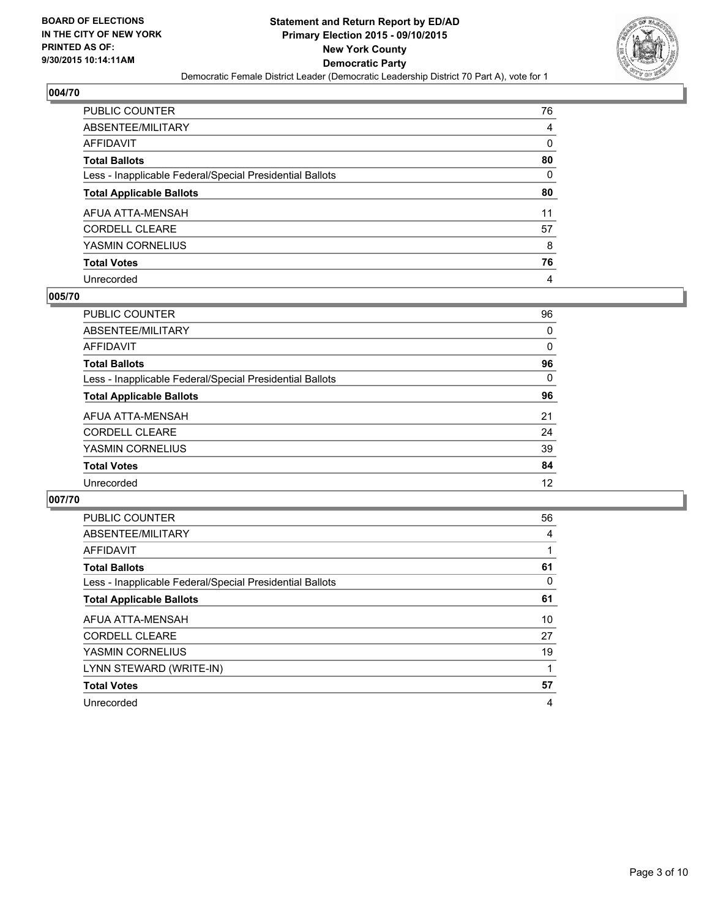**BOARD OF ELECTIONS**
**IN THE CITY OF NEW YORK**
**PRINTED AS OF:**
**9/30/2015 10:14:11AM**

**Statement and Return Report by ED/AD**
**Primary Election 2015 - 09/10/2015**
**New York County**
**Democratic Party**
Democratic Female District Leader (Democratic Leadership District 70 Part A), vote for 1

### 004/70

| | |
|---|---|
| PUBLIC COUNTER | 76 |
| ABSENTEE/MILITARY | 4 |
| AFFIDAVIT | 0 |
| **Total Ballots** | **80** |
| Less - Inapplicable Federal/Special Presidential Ballots | 0 |
| **Total Applicable Ballots** | **80** |
| AFUA ATTA-MENSAH | 11 |
| CORDELL CLEARE | 57 |
| YASMIN CORNELIUS | 8 |
| **Total Votes** | **76** |
| Unrecorded | 4 |

### 005/70

| | |
|---|---|
| PUBLIC COUNTER | 96 |
| ABSENTEE/MILITARY | 0 |
| AFFIDAVIT | 0 |
| **Total Ballots** | **96** |
| Less - Inapplicable Federal/Special Presidential Ballots | 0 |
| **Total Applicable Ballots** | **96** |
| AFUA ATTA-MENSAH | 21 |
| CORDELL CLEARE | 24 |
| YASMIN CORNELIUS | 39 |
| **Total Votes** | **84** |
| Unrecorded | 12 |

### 007/70

| | |
|---|---|
| PUBLIC COUNTER | 56 |
| ABSENTEE/MILITARY | 4 |
| AFFIDAVIT | 1 |
| **Total Ballots** | **61** |
| Less - Inapplicable Federal/Special Presidential Ballots | 0 |
| **Total Applicable Ballots** | **61** |
| AFUA ATTA-MENSAH | 10 |
| CORDELL CLEARE | 27 |
| YASMIN CORNELIUS | 19 |
| LYNN STEWARD (WRITE-IN) | 1 |
| **Total Votes** | **57** |
| Unrecorded | 4 |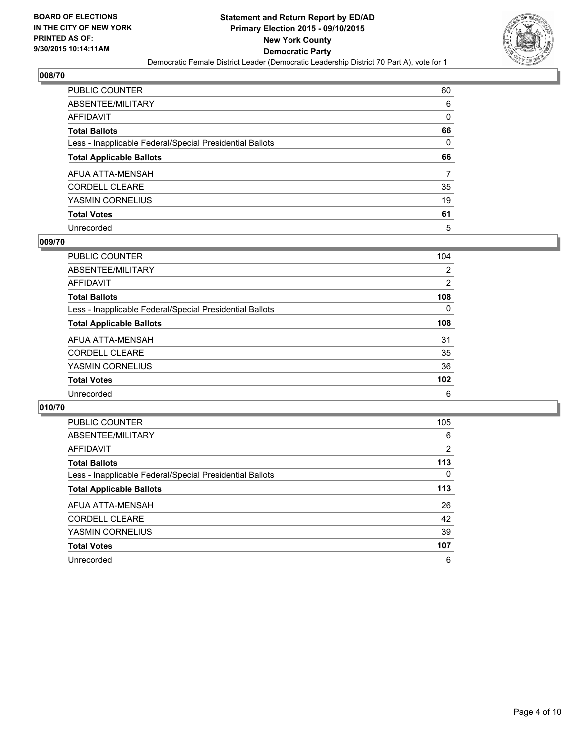**BOARD OF ELECTIONS IN THE CITY OF NEW YORK PRINTED AS OF: 9/30/2015 10:14:11AM**

**Statement and Return Report by ED/AD**
**Primary Election 2015 - 09/10/2015**
**New York County**
**Democratic Party**
Democratic Female District Leader (Democratic Leadership District 70 Part A), vote for 1

### 008/70

| | |
|---|---|
| PUBLIC COUNTER | 60 |
| ABSENTEE/MILITARY | 6 |
| AFFIDAVIT | 0 |
| **Total Ballots** | **66** |
| Less - Inapplicable Federal/Special Presidential Ballots | 0 |
| **Total Applicable Ballots** | **66** |
| AFUA ATTA-MENSAH | 7 |
| CORDELL CLEARE | 35 |
| YASMIN CORNELIUS | 19 |
| **Total Votes** | **61** |
| Unrecorded | 5 |

### 009/70

| | |
|---|---|
| PUBLIC COUNTER | 104 |
| ABSENTEE/MILITARY | 2 |
| AFFIDAVIT | 2 |
| **Total Ballots** | **108** |
| Less - Inapplicable Federal/Special Presidential Ballots | 0 |
| **Total Applicable Ballots** | **108** |
| AFUA ATTA-MENSAH | 31 |
| CORDELL CLEARE | 35 |
| YASMIN CORNELIUS | 36 |
| **Total Votes** | **102** |
| Unrecorded | 6 |

### 010/70

| | |
|---|---|
| PUBLIC COUNTER | 105 |
| ABSENTEE/MILITARY | 6 |
| AFFIDAVIT | 2 |
| **Total Ballots** | **113** |
| Less - Inapplicable Federal/Special Presidential Ballots | 0 |
| **Total Applicable Ballots** | **113** |
| AFUA ATTA-MENSAH | 26 |
| CORDELL CLEARE | 42 |
| YASMIN CORNELIUS | 39 |
| **Total Votes** | **107** |
| Unrecorded | 6 |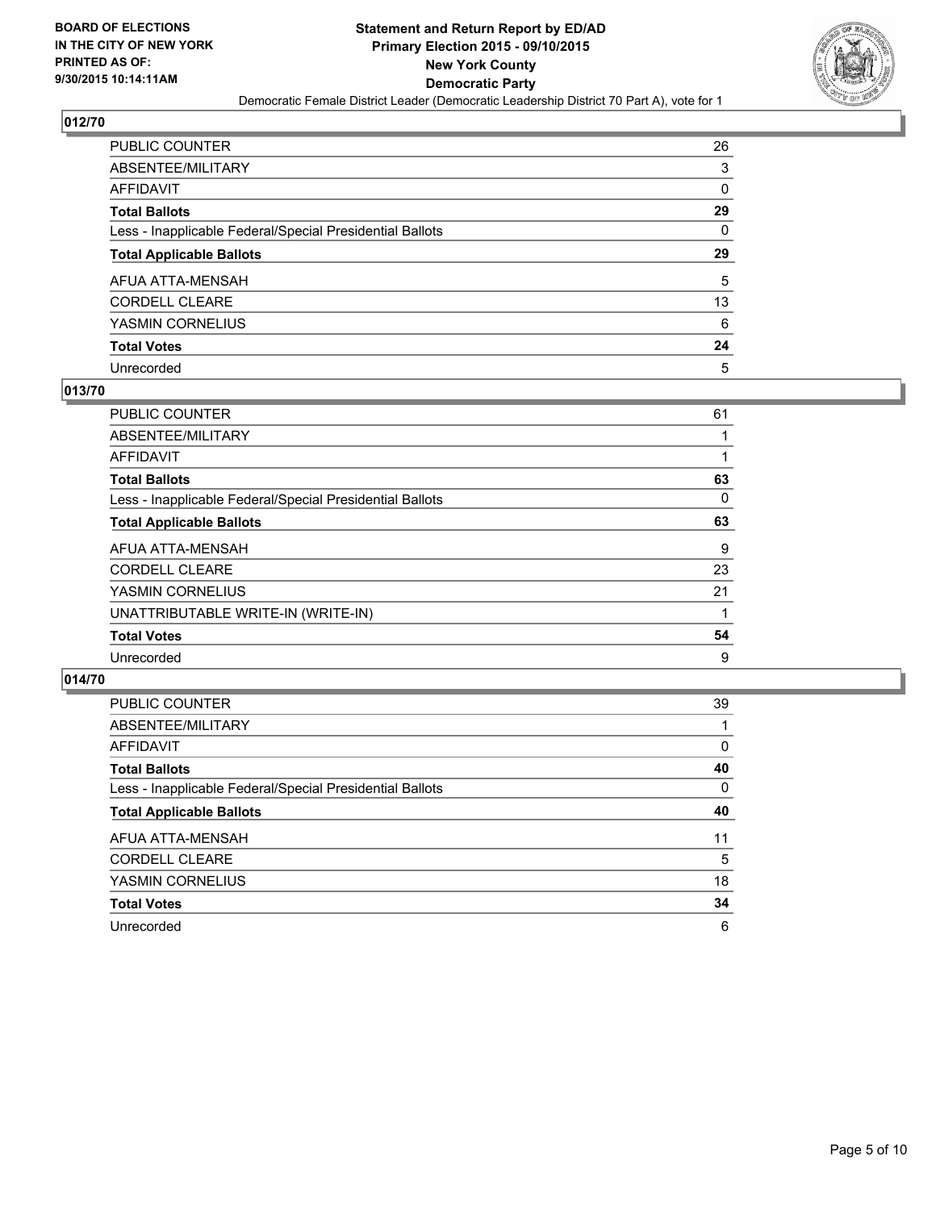## 012/70

| | |
|---|---|
| PUBLIC COUNTER | 26 |
| ABSENTEE/MILITARY | 3 |
| AFFIDAVIT | 0 |
| **Total Ballots** | **29** |
| Less - Inapplicable Federal/Special Presidential Ballots | 0 |
| **Total Applicable Ballots** | **29** |
| AFUA ATTA-MENSAH | 5 |
| CORDELL CLEARE | 13 |
| YASMIN CORNELIUS | 6 |
| **Total Votes** | **24** |
| Unrecorded | 5 |

## 013/70

| | |
|---|---|
| PUBLIC COUNTER | 61 |
| ABSENTEE/MILITARY | 1 |
| AFFIDAVIT | 1 |
| **Total Ballots** | **63** |
| Less - Inapplicable Federal/Special Presidential Ballots | 0 |
| **Total Applicable Ballots** | **63** |
| AFUA ATTA-MENSAH | 9 |
| CORDELL CLEARE | 23 |
| YASMIN CORNELIUS | 21 |
| UNATTRIBUTABLE WRITE-IN (WRITE-IN) | 1 |
| **Total Votes** | **54** |
| Unrecorded | 9 |

## 014/70

| | |
|---|---|
| PUBLIC COUNTER | 39 |
| ABSENTEE/MILITARY | 1 |
| AFFIDAVIT | 0 |
| **Total Ballots** | **40** |
| Less - Inapplicable Federal/Special Presidential Ballots | 0 |
| **Total Applicable Ballots** | **40** |
| AFUA ATTA-MENSAH | 11 |
| CORDELL CLEARE | 5 |
| YASMIN CORNELIUS | 18 |
| **Total Votes** | **34** |
| Unrecorded | 6 |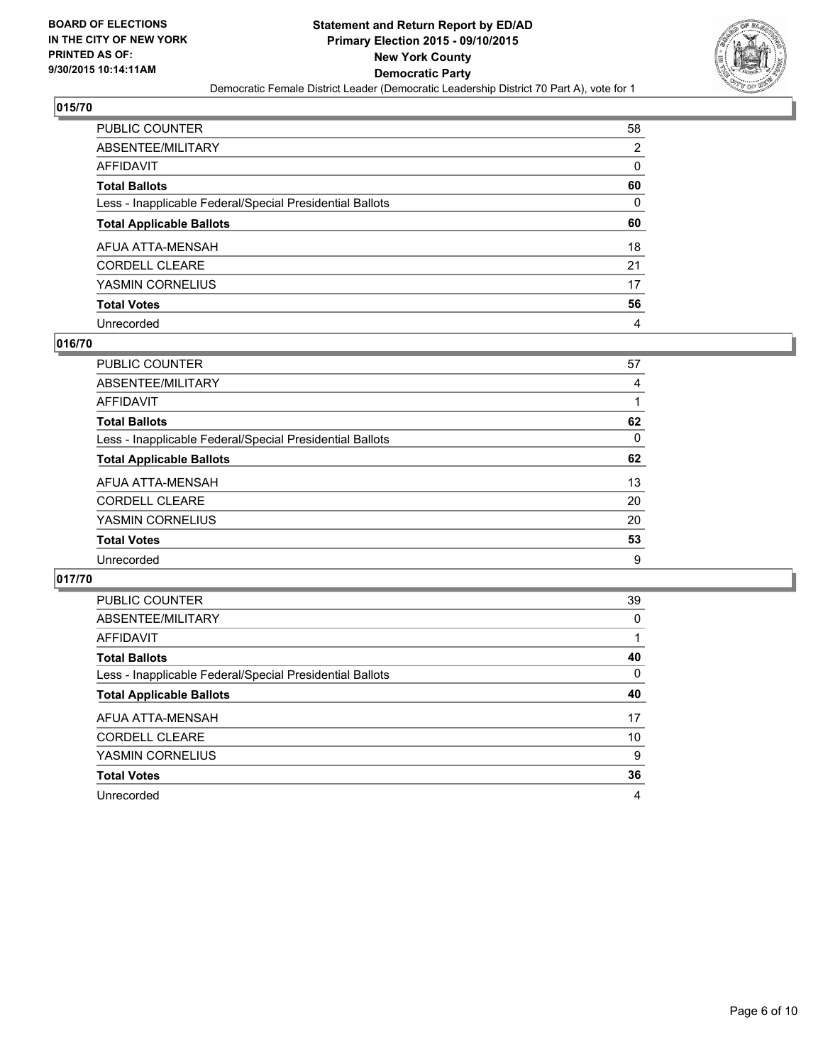**BOARD OF ELECTIONS IN THE CITY OF NEW YORK PRINTED AS OF: 9/30/2015 10:14:11AM**

**Statement and Return Report by ED/AD Primary Election 2015 - 09/10/2015 New York County Democratic Party**

Democratic Female District Leader (Democratic Leadership District 70 Part A), vote for 1

## 015/70

| | |
|---|---|
| PUBLIC COUNTER | 58 |
| ABSENTEE/MILITARY | 2 |
| AFFIDAVIT | 0 |
| **Total Ballots** | **60** |
| Less - Inapplicable Federal/Special Presidential Ballots | 0 |
| **Total Applicable Ballots** | **60** |
| AFUA ATTA-MENSAH | 18 |
| CORDELL CLEARE | 21 |
| YASMIN CORNELIUS | 17 |
| **Total Votes** | **56** |
| Unrecorded | 4 |

## 016/70

| | |
|---|---|
| PUBLIC COUNTER | 57 |
| ABSENTEE/MILITARY | 4 |
| AFFIDAVIT | 1 |
| **Total Ballots** | **62** |
| Less - Inapplicable Federal/Special Presidential Ballots | 0 |
| **Total Applicable Ballots** | **62** |
| AFUA ATTA-MENSAH | 13 |
| CORDELL CLEARE | 20 |
| YASMIN CORNELIUS | 20 |
| **Total Votes** | **53** |
| Unrecorded | 9 |

## 017/70

| | |
|---|---|
| PUBLIC COUNTER | 39 |
| ABSENTEE/MILITARY | 0 |
| AFFIDAVIT | 1 |
| **Total Ballots** | **40** |
| Less - Inapplicable Federal/Special Presidential Ballots | 0 |
| **Total Applicable Ballots** | **40** |
| AFUA ATTA-MENSAH | 17 |
| CORDELL CLEARE | 10 |
| YASMIN CORNELIUS | 9 |
| **Total Votes** | **36** |
| Unrecorded | 4 |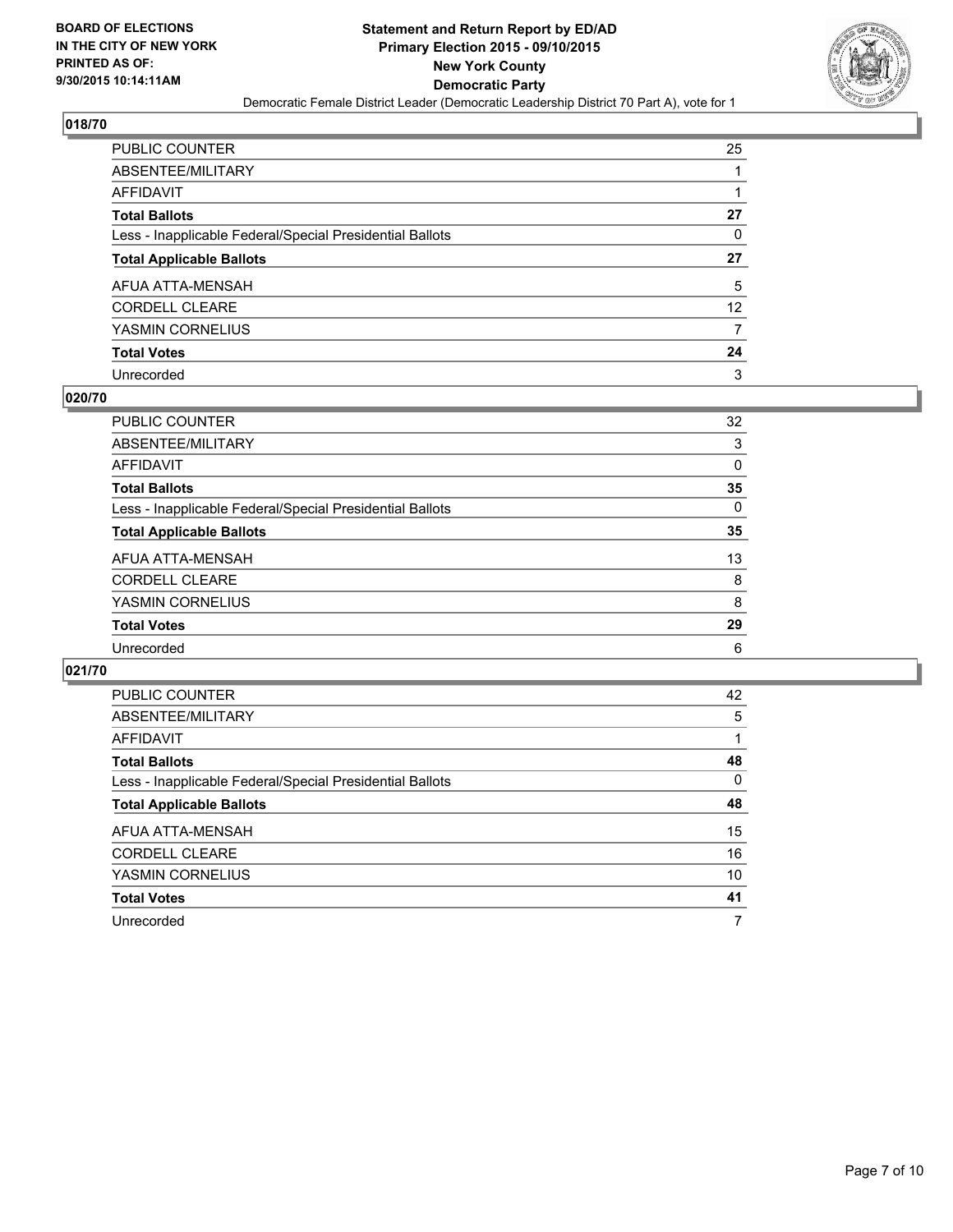**BOARD OF ELECTIONS**
**IN THE CITY OF NEW YORK**
**PRINTED AS OF:**
**9/30/2015 10:14:11AM**

**Statement and Return Report by ED/AD**
**Primary Election 2015 - 09/10/2015**
**New York County**
**Democratic Party**
Democratic Female District Leader (Democratic Leadership District 70 Part A), vote for 1

## 018/70

| | |
|---|---|
| PUBLIC COUNTER | 25 |
| ABSENTEE/MILITARY | 1 |
| AFFIDAVIT | 1 |
| **Total Ballots** | **27** |
| Less - Inapplicable Federal/Special Presidential Ballots | 0 |
| **Total Applicable Ballots** | **27** |
| AFUA ATTA-MENSAH | 5 |
| CORDELL CLEARE | 12 |
| YASMIN CORNELIUS | 7 |
| **Total Votes** | **24** |
| Unrecorded | 3 |

## 020/70

| | |
|---|---|
| PUBLIC COUNTER | 32 |
| ABSENTEE/MILITARY | 3 |
| AFFIDAVIT | 0 |
| **Total Ballots** | **35** |
| Less - Inapplicable Federal/Special Presidential Ballots | 0 |
| **Total Applicable Ballots** | **35** |
| AFUA ATTA-MENSAH | 13 |
| CORDELL CLEARE | 8 |
| YASMIN CORNELIUS | 8 |
| **Total Votes** | **29** |
| Unrecorded | 6 |

## 021/70

| | |
|---|---|
| PUBLIC COUNTER | 42 |
| ABSENTEE/MILITARY | 5 |
| AFFIDAVIT | 1 |
| **Total Ballots** | **48** |
| Less - Inapplicable Federal/Special Presidential Ballots | 0 |
| **Total Applicable Ballots** | **48** |
| AFUA ATTA-MENSAH | 15 |
| CORDELL CLEARE | 16 |
| YASMIN CORNELIUS | 10 |
| **Total Votes** | **41** |
| Unrecorded | 7 |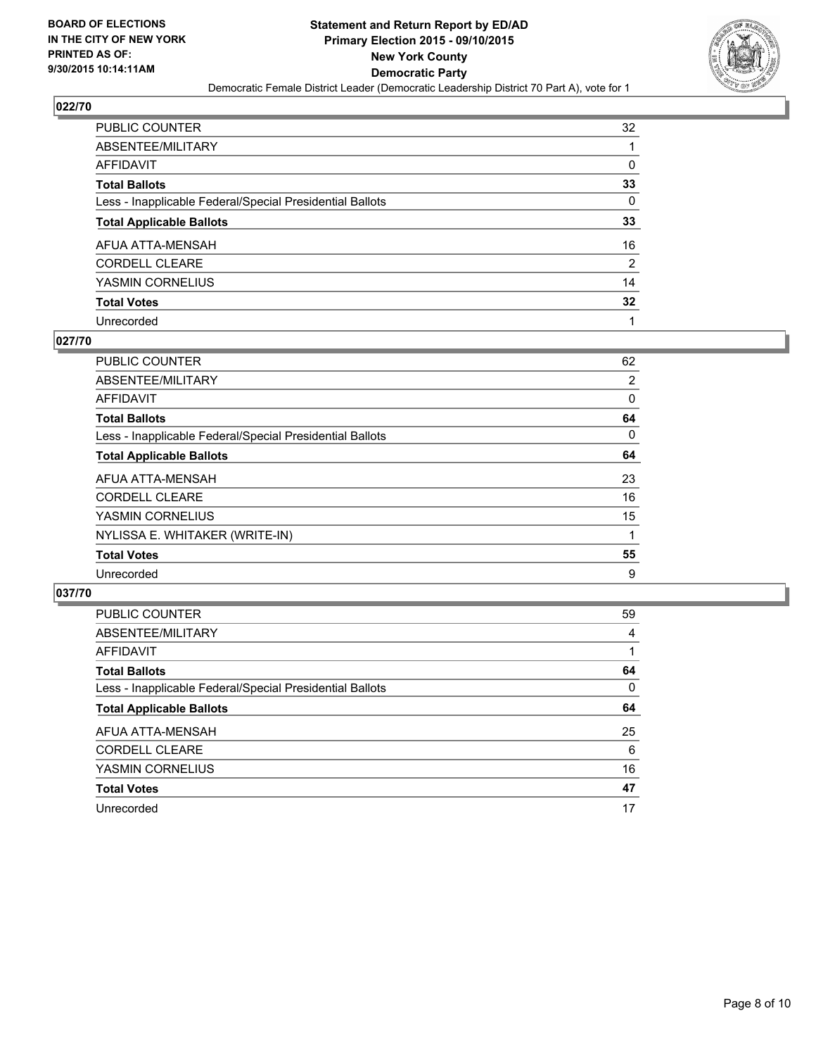## 022/70

| | |
|---|---|
| PUBLIC COUNTER | 32 |
| ABSENTEE/MILITARY | 1 |
| AFFIDAVIT | 0 |
| **Total Ballots** | **33** |
| Less - Inapplicable Federal/Special Presidential Ballots | 0 |
| **Total Applicable Ballots** | **33** |
| AFUA ATTA-MENSAH | 16 |
| CORDELL CLEARE | 2 |
| YASMIN CORNELIUS | 14 |
| **Total Votes** | **32** |
| Unrecorded | 1 |

## 027/70

| | |
|---|---|
| PUBLIC COUNTER | 62 |
| ABSENTEE/MILITARY | 2 |
| AFFIDAVIT | 0 |
| **Total Ballots** | **64** |
| Less - Inapplicable Federal/Special Presidential Ballots | 0 |
| **Total Applicable Ballots** | **64** |
| AFUA ATTA-MENSAH | 23 |
| CORDELL CLEARE | 16 |
| YASMIN CORNELIUS | 15 |
| NYLISSA E. WHITAKER (WRITE-IN) | 1 |
| **Total Votes** | **55** |
| Unrecorded | 9 |

## 037/70

| | |
|---|---|
| PUBLIC COUNTER | 59 |
| ABSENTEE/MILITARY | 4 |
| AFFIDAVIT | 1 |
| **Total Ballots** | **64** |
| Less - Inapplicable Federal/Special Presidential Ballots | 0 |
| **Total Applicable Ballots** | **64** |
| AFUA ATTA-MENSAH | 25 |
| CORDELL CLEARE | 6 |
| YASMIN CORNELIUS | 16 |
| **Total Votes** | **47** |
| Unrecorded | 17 |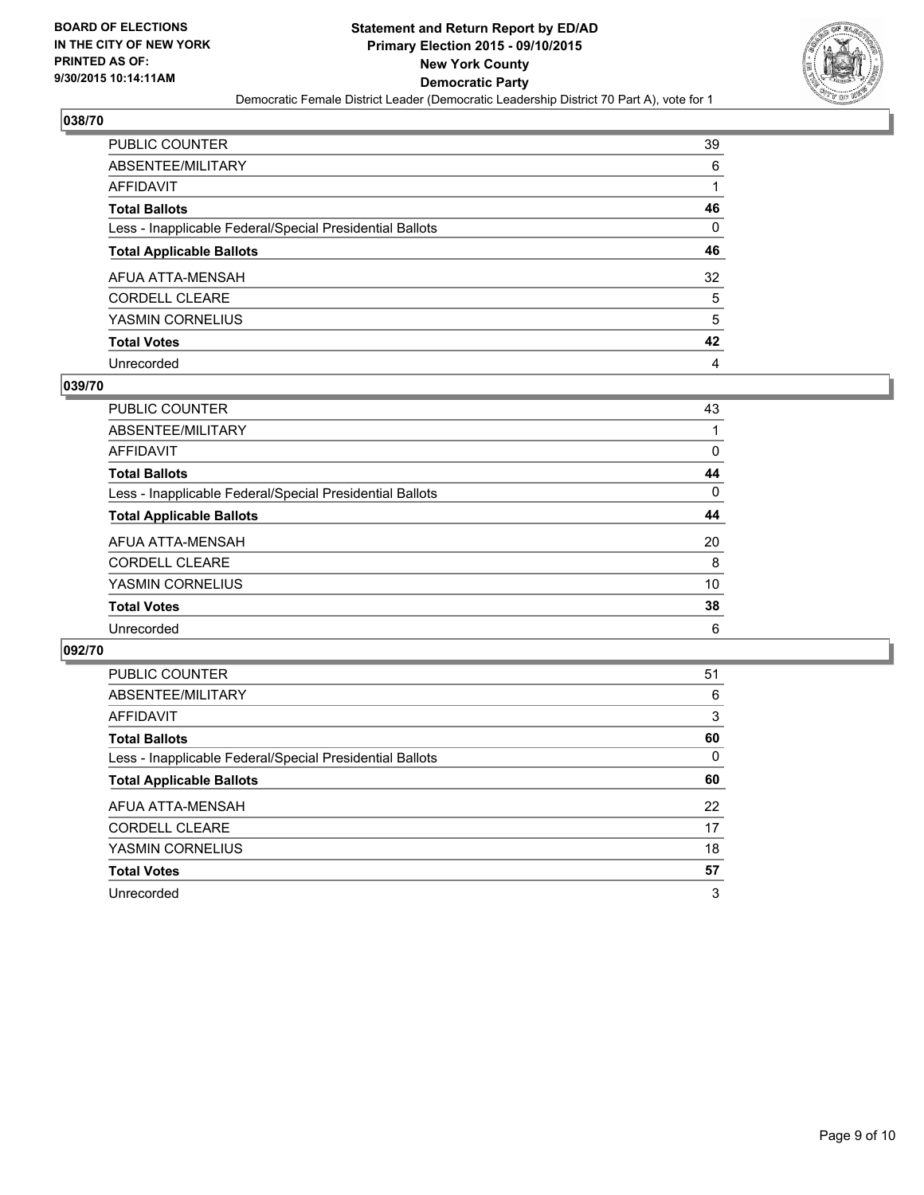**BOARD OF ELECTIONS IN THE CITY OF NEW YORK PRINTED AS OF: 9/30/2015 10:14:11AM**

**Statement and Return Report by ED/AD Primary Election 2015 - 09/10/2015 New York County Democratic Party**

Democratic Female District Leader (Democratic Leadership District 70 Part A), vote for 1

### 038/70

| | |
|---|---|
| PUBLIC COUNTER | 39 |
| ABSENTEE/MILITARY | 6 |
| AFFIDAVIT | 1 |
| **Total Ballots** | **46** |
| Less - Inapplicable Federal/Special Presidential Ballots | 0 |
| **Total Applicable Ballots** | **46** |
| AFUA ATTA-MENSAH | 32 |
| CORDELL CLEARE | 5 |
| YASMIN CORNELIUS | 5 |
| **Total Votes** | **42** |
| Unrecorded | 4 |

### 039/70

| | |
|---|---|
| PUBLIC COUNTER | 43 |
| ABSENTEE/MILITARY | 1 |
| AFFIDAVIT | 0 |
| **Total Ballots** | **44** |
| Less - Inapplicable Federal/Special Presidential Ballots | 0 |
| **Total Applicable Ballots** | **44** |
| AFUA ATTA-MENSAH | 20 |
| CORDELL CLEARE | 8 |
| YASMIN CORNELIUS | 10 |
| **Total Votes** | **38** |
| Unrecorded | 6 |

### 092/70

| | |
|---|---|
| PUBLIC COUNTER | 51 |
| ABSENTEE/MILITARY | 6 |
| AFFIDAVIT | 3 |
| **Total Ballots** | **60** |
| Less - Inapplicable Federal/Special Presidential Ballots | 0 |
| **Total Applicable Ballots** | **60** |
| AFUA ATTA-MENSAH | 22 |
| CORDELL CLEARE | 17 |
| YASMIN CORNELIUS | 18 |
| **Total Votes** | **57** |
| Unrecorded | 3 |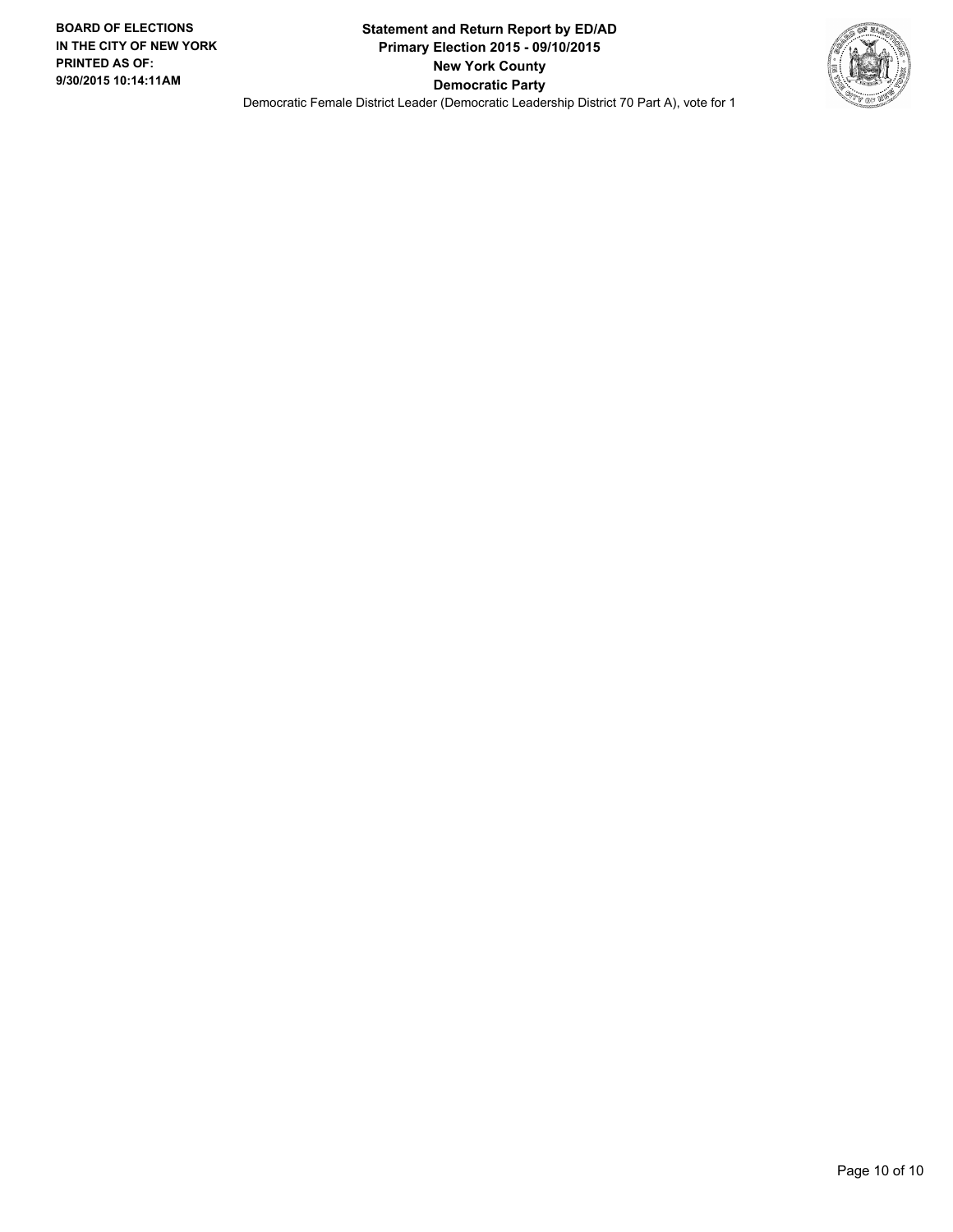**BOARD OF ELECTIONS**
**IN THE CITY OF NEW YORK**
**PRINTED AS OF:**
**9/30/2015 10:14:11AM**

**Statement and Return Report by ED/AD**
**Primary Election 2015 - 09/10/2015**
**New York County**
**Democratic Party**

Democratic Female District Leader (Democratic Leadership District 70 Part A), vote for 1